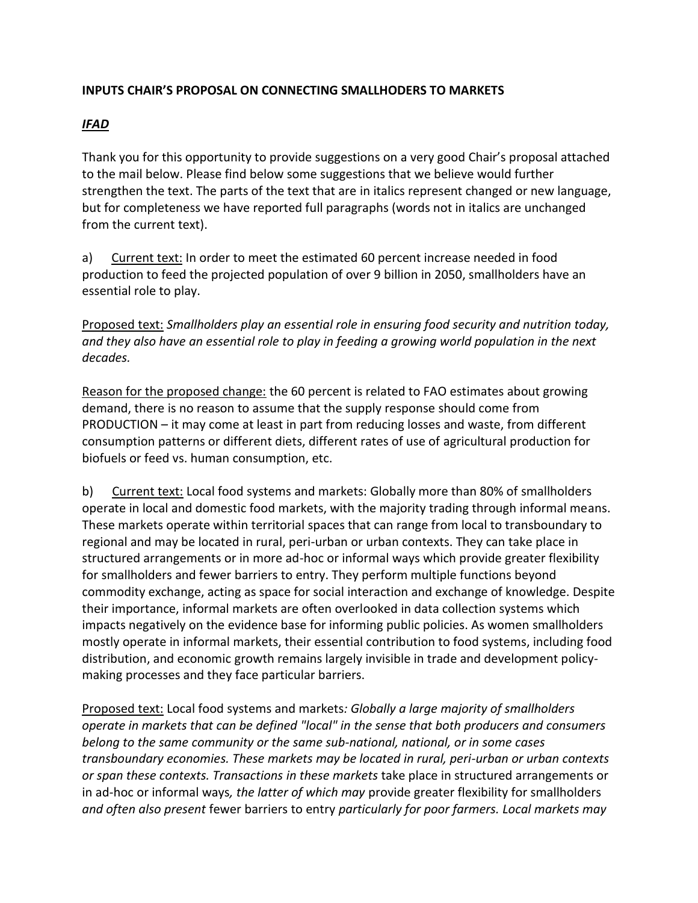**INPUTS CHAIR'S PROPOSAL ON CONNECTING SMALLHODERS TO MARKETS**

***IFAD***

Thank you for this opportunity to provide suggestions on a very good Chair's proposal attached to the mail below. Please find below some suggestions that we believe would further strengthen the text. The parts of the text that are in italics represent changed or new language, but for completeness we have reported full paragraphs (words not in italics are unchanged from the current text).

a) <u>Current text:</u> In order to meet the estimated 60 percent increase needed in food production to feed the projected population of over 9 billion in 2050, smallholders have an essential role to play.

<u>Proposed text:</u> *Smallholders play an essential role in ensuring food security and nutrition today, and they also have an essential role to play in feeding a growing world population in the next decades.*

<u>Reason for the proposed change:</u> the 60 percent is related to FAO estimates about growing demand, there is no reason to assume that the supply response should come from PRODUCTION – it may come at least in part from reducing losses and waste, from different consumption patterns or different diets, different rates of use of agricultural production for biofuels or feed vs. human consumption, etc.

b) <u>Current text:</u> Local food systems and markets: Globally more than 80% of smallholders operate in local and domestic food markets, with the majority trading through informal means. These markets operate within territorial spaces that can range from local to transboundary to regional and may be located in rural, peri-urban or urban contexts. They can take place in structured arrangements or in more ad-hoc or informal ways which provide greater flexibility for smallholders and fewer barriers to entry. They perform multiple functions beyond commodity exchange, acting as space for social interaction and exchange of knowledge. Despite their importance, informal markets are often overlooked in data collection systems which impacts negatively on the evidence base for informing public policies. As women smallholders mostly operate in informal markets, their essential contribution to food systems, including food distribution, and economic growth remains largely invisible in trade and development policy-making processes and they face particular barriers.

<u>Proposed text:</u> Local food systems and markets*: Globally a large majority of smallholders operate in markets that can be defined "local" in the sense that both producers and consumers belong to the same community or the same sub-national, national, or in some cases transboundary economies. These markets may be located in rural, peri-urban or urban contexts or span these contexts. Transactions in these markets* take place in structured arrangements or in ad-hoc or informal ways*, the latter of which may* provide greater flexibility for smallholders *and often also present* fewer barriers to entry *particularly for poor farmers. Local markets may*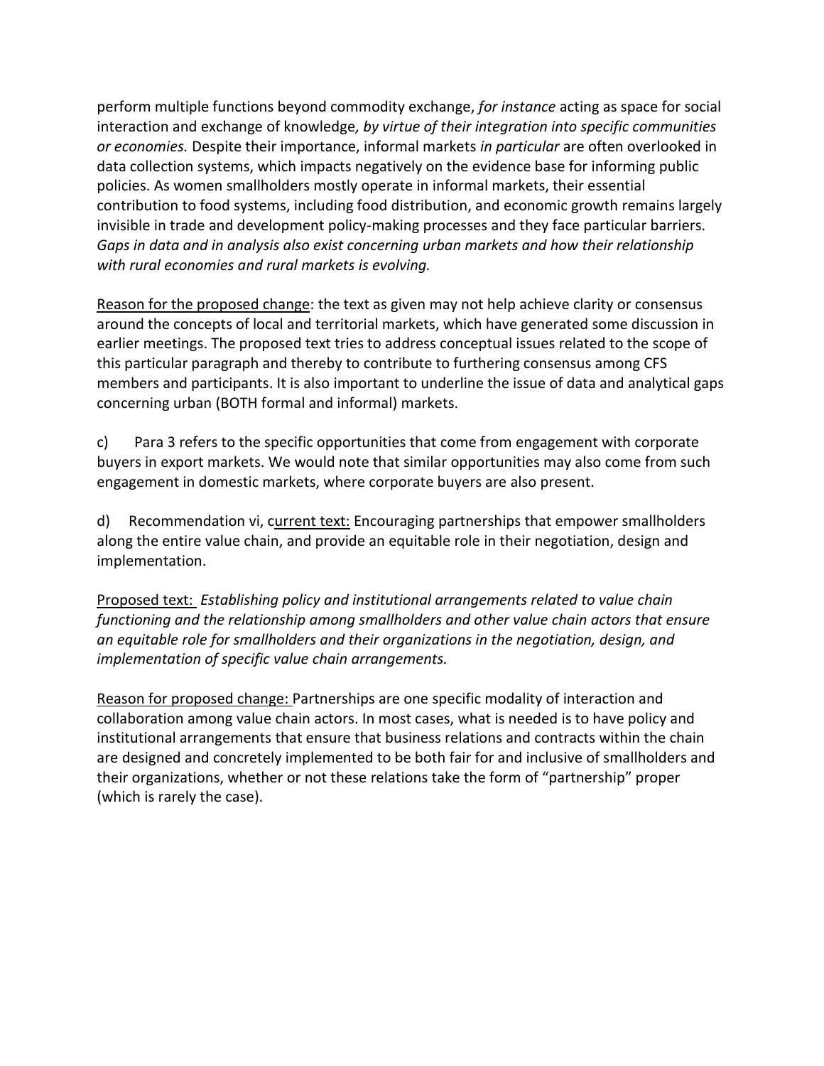perform multiple functions beyond commodity exchange, *for instance* acting as space for social interaction and exchange of knowledge*, by virtue of their integration into specific communities or economies.* Despite their importance, informal markets *in particular* are often overlooked in data collection systems, which impacts negatively on the evidence base for informing public policies. As women smallholders mostly operate in informal markets, their essential contribution to food systems, including food distribution, and economic growth remains largely invisible in trade and development policy-making processes and they face particular barriers. *Gaps in data and in analysis also exist concerning urban markets and how their relationship with rural economies and rural markets is evolving.*

<u>Reason for the proposed change</u>: the text as given may not help achieve clarity or consensus around the concepts of local and territorial markets, which have generated some discussion in earlier meetings. The proposed text tries to address conceptual issues related to the scope of this particular paragraph and thereby to contribute to furthering consensus among CFS members and participants. It is also important to underline the issue of data and analytical gaps concerning urban (BOTH formal and informal) markets.

c) Para 3 refers to the specific opportunities that come from engagement with corporate buyers in export markets. We would note that similar opportunities may also come from such engagement in domestic markets, where corporate buyers are also present.

d) Recommendation vi, c<u>urrent text:</u> Encouraging partnerships that empower smallholders along the entire value chain, and provide an equitable role in their negotiation, design and implementation.

<u>Proposed text:</u> *Establishing policy and institutional arrangements related to value chain functioning and the relationship among smallholders and other value chain actors that ensure an equitable role for smallholders and their organizations in the negotiation, design, and implementation of specific value chain arrangements.*

<u>Reason for proposed change:</u> Partnerships are one specific modality of interaction and collaboration among value chain actors. In most cases, what is needed is to have policy and institutional arrangements that ensure that business relations and contracts within the chain are designed and concretely implemented to be both fair for and inclusive of smallholders and their organizations, whether or not these relations take the form of "partnership" proper (which is rarely the case).